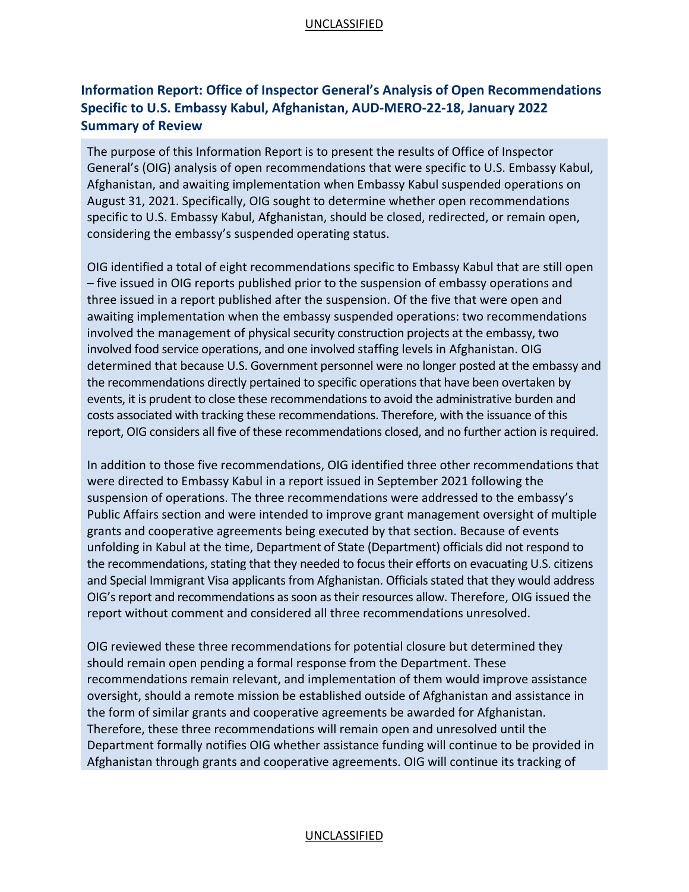## Information Report: Office of Inspector General's Analysis of Open Recommendations Specific to U.S. Embassy Kabul, Afghanistan, AUD-MERO-22-18, January 2022

## Summary of Review

The purpose of this Information Report is to present the results of Office of Inspector General's (OIG) analysis of open recommendations that were specific to U.S. Embassy Kabul, Afghanistan, and awaiting implementation when Embassy Kabul suspended operations on August 31, 2021. Specifically, OIG sought to determine whether open recommendations specific to U.S. Embassy Kabul, Afghanistan, should be closed, redirected, or remain open, considering the embassy's suspended operating status.

OIG identified a total of eight recommendations specific to Embassy Kabul that are still open – five issued in OIG reports published prior to the suspension of embassy operations and three issued in a report published after the suspension. Of the five that were open and awaiting implementation when the embassy suspended operations: two recommendations involved the management of physical security construction projects at the embassy, two involved food service operations, and one involved staffing levels in Afghanistan. OIG determined that because U.S. Government personnel were no longer posted at the embassy and the recommendations directly pertained to specific operations that have been overtaken by events, it is prudent to close these recommendations to avoid the administrative burden and costs associated with tracking these recommendations. Therefore, with the issuance of this report, OIG considers all five of these recommendations closed, and no further action is required.

In addition to those five recommendations, OIG identified three other recommendations that were directed to Embassy Kabul in a report issued in September 2021 following the suspension of operations. The three recommendations were addressed to the embassy's Public Affairs section and were intended to improve grant management oversight of multiple grants and cooperative agreements being executed by that section. Because of events unfolding in Kabul at the time, Department of State (Department) officials did not respond to the recommendations, stating that they needed to focus their efforts on evacuating U.S. citizens and Special Immigrant Visa applicants from Afghanistan. Officials stated that they would address OIG's report and recommendations as soon as their resources allow. Therefore, OIG issued the report without comment and considered all three recommendations unresolved.

OIG reviewed these three recommendations for potential closure but determined they should remain open pending a formal response from the Department. These recommendations remain relevant, and implementation of them would improve assistance oversight, should a remote mission be established outside of Afghanistan and assistance in the form of similar grants and cooperative agreements be awarded for Afghanistan. Therefore, these three recommendations will remain open and unresolved until the Department formally notifies OIG whether assistance funding will continue to be provided in Afghanistan through grants and cooperative agreements. OIG will continue its tracking of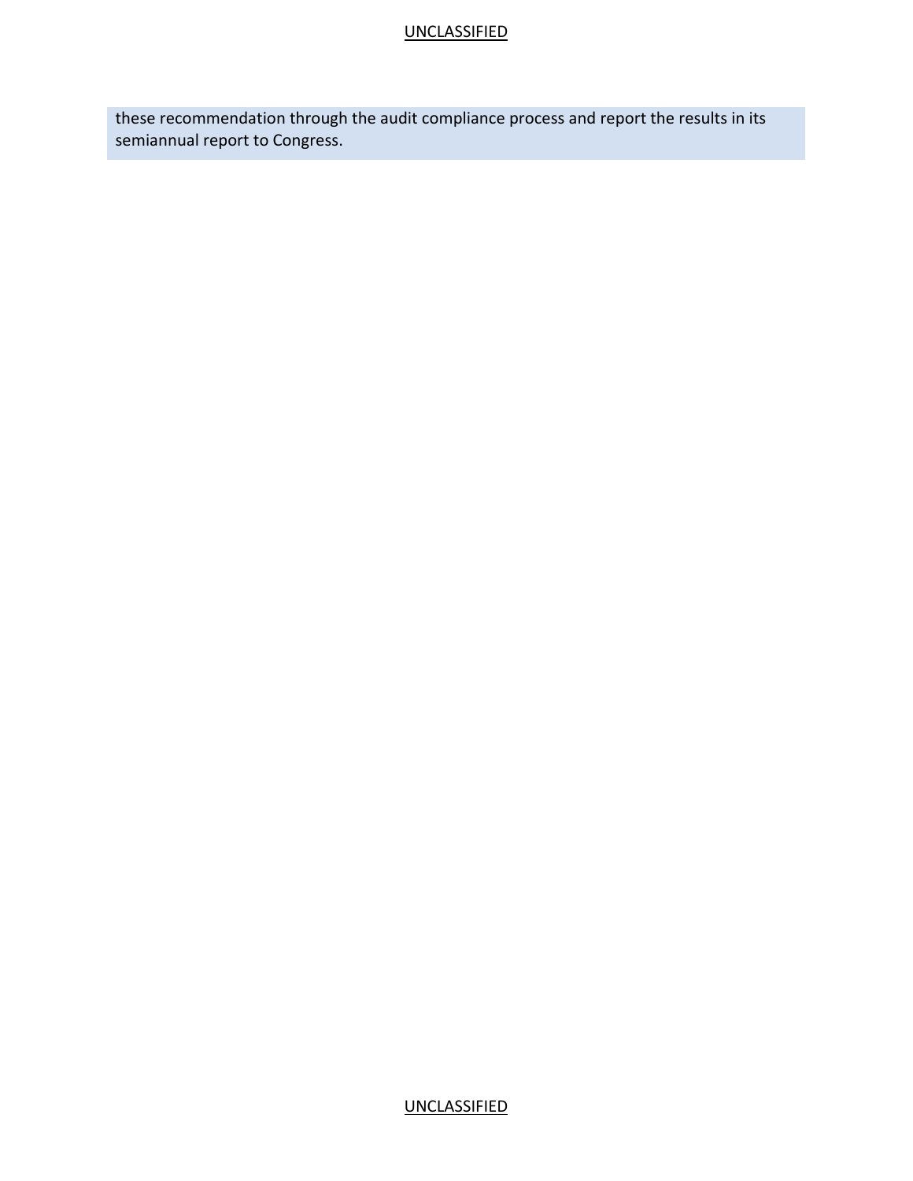these recommendation through the audit compliance process and report the results in its semiannual report to Congress.